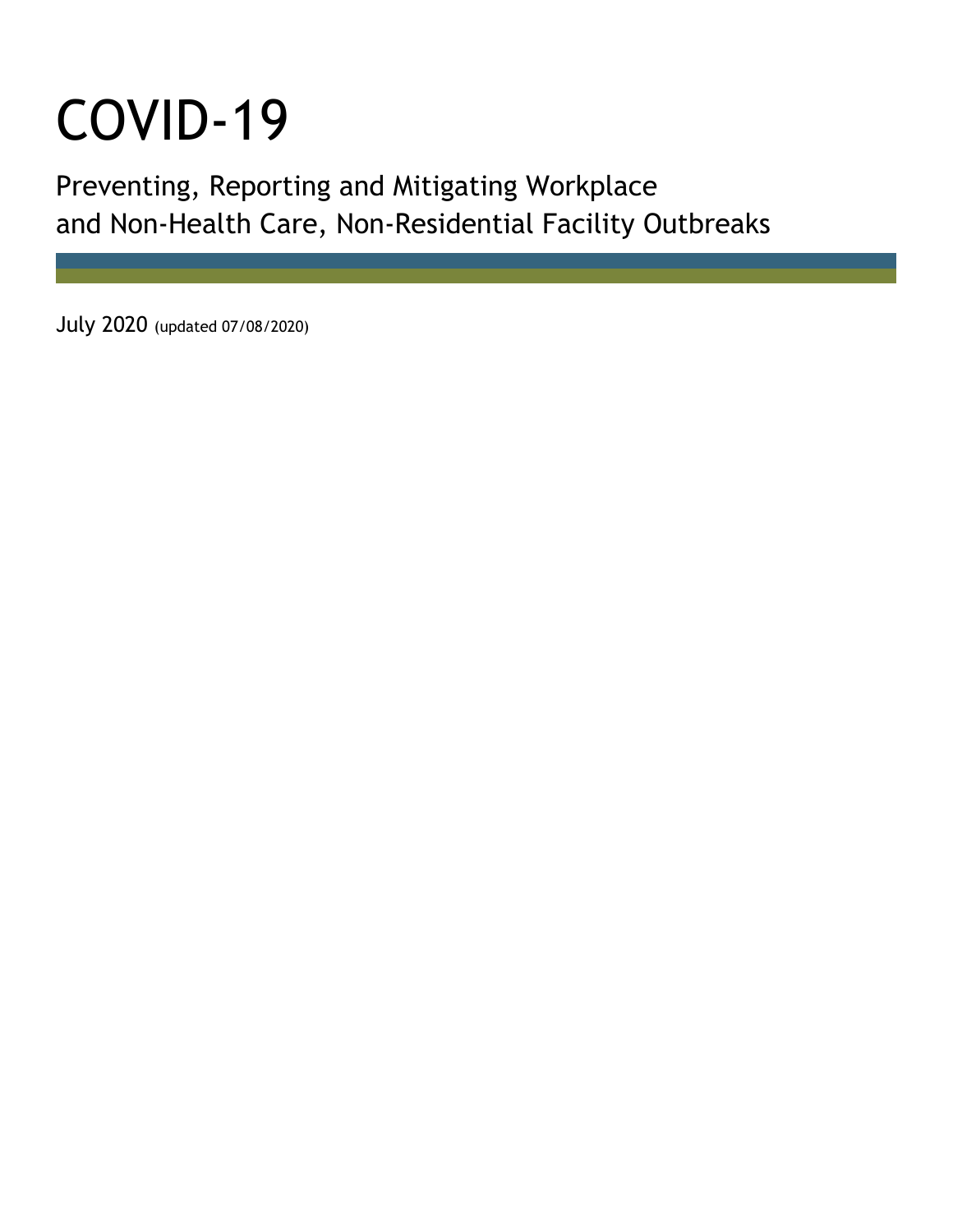# COVID-19

## Preventing, Reporting and Mitigating Workplace and Non-Health Care, Non-Residential Facility Outbreaks

July 2020 (updated 07/08/2020)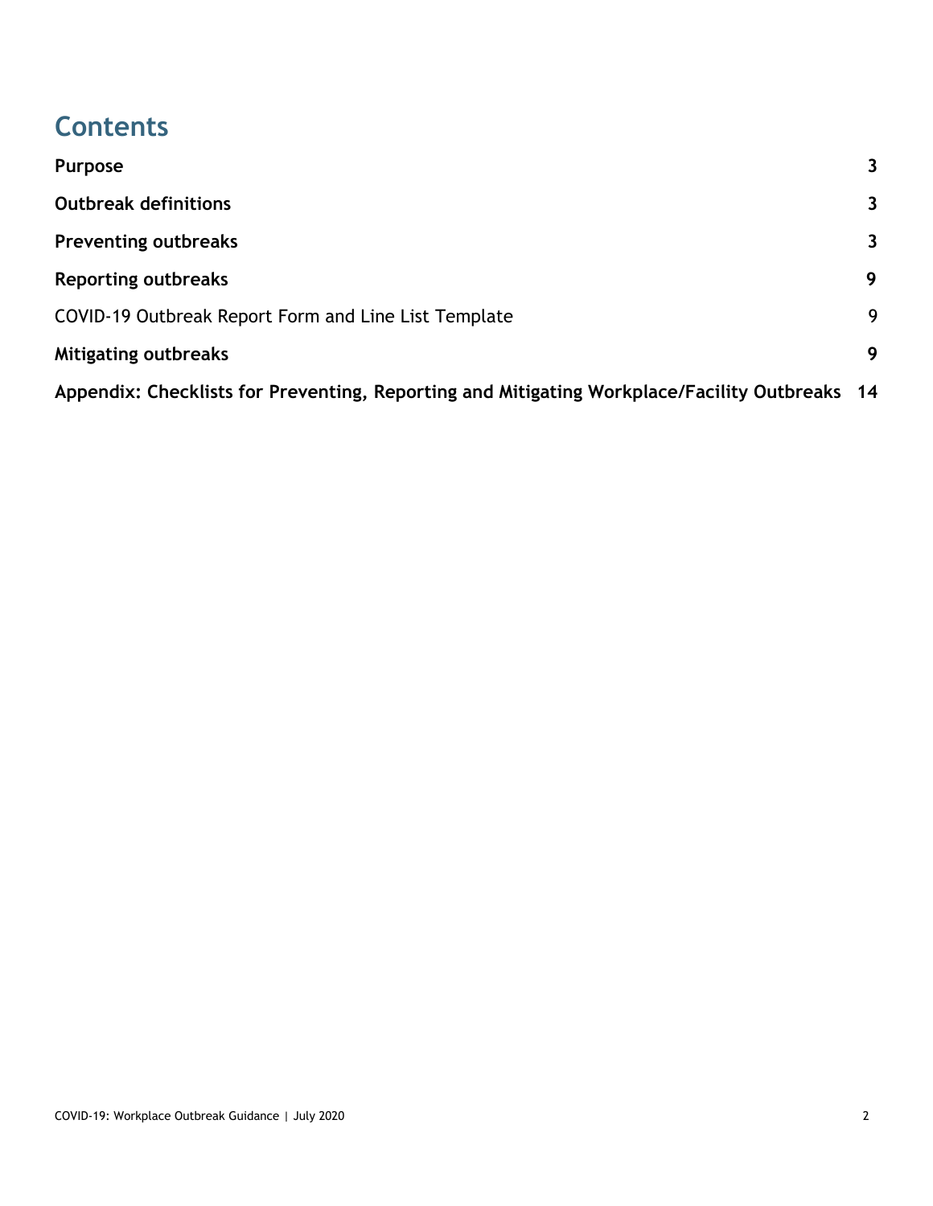# Contents

| | |
|---|---|
| **Purpose** | **3** |
| **Outbreak definitions** | **3** |
| **Preventing outbreaks** | **3** |
| **Reporting outbreaks** | **9** |
| COVID-19 Outbreak Report Form and Line List Template | 9 |
| **Mitigating outbreaks** | **9** |
| **Appendix: Checklists for Preventing, Reporting and Mitigating Workplace/Facility Outbreaks** | **14** |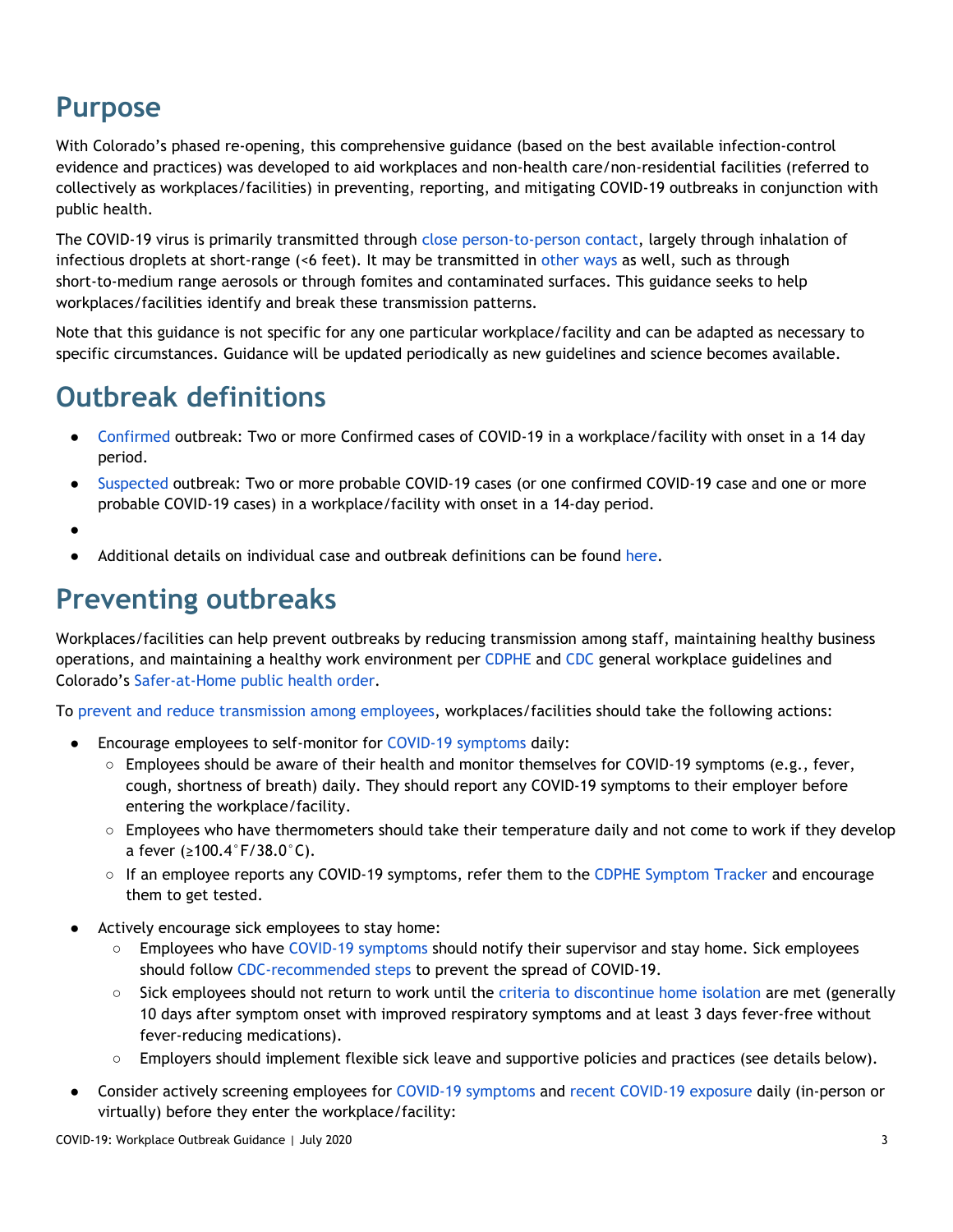# Purpose

With Colorado's phased re-opening, this comprehensive guidance (based on the best available infection-control evidence and practices) was developed to aid workplaces and non-health care/non-residential facilities (referred to collectively as workplaces/facilities) in preventing, reporting, and mitigating COVID-19 outbreaks in conjunction with public health.

The COVID-19 virus is primarily transmitted through close person-to-person contact, largely through inhalation of infectious droplets at short-range (<6 feet). It may be transmitted in other ways as well, such as through short-to-medium range aerosols or through fomites and contaminated surfaces. This guidance seeks to help workplaces/facilities identify and break these transmission patterns.

Note that this guidance is not specific for any one particular workplace/facility and can be adapted as necessary to specific circumstances. Guidance will be updated periodically as new guidelines and science becomes available.

# Outbreak definitions

- Confirmed outbreak: Two or more Confirmed cases of COVID-19 in a workplace/facility with onset in a 14 day period.
- Suspected outbreak: Two or more probable COVID-19 cases (or one confirmed COVID-19 case and one or more probable COVID-19 cases) in a workplace/facility with onset in a 14-day period.
- 
- Additional details on individual case and outbreak definitions can be found here.

# Preventing outbreaks

Workplaces/facilities can help prevent outbreaks by reducing transmission among staff, maintaining healthy business operations, and maintaining a healthy work environment per CDPHE and CDC general workplace guidelines and Colorado's Safer-at-Home public health order.

To prevent and reduce transmission among employees, workplaces/facilities should take the following actions:

- Encourage employees to self-monitor for COVID-19 symptoms daily:
  - Employees should be aware of their health and monitor themselves for COVID-19 symptoms (e.g., fever, cough, shortness of breath) daily. They should report any COVID-19 symptoms to their employer before entering the workplace/facility.
  - Employees who have thermometers should take their temperature daily and not come to work if they develop a fever (≥100.4˚F/38.0˚C).
  - If an employee reports any COVID-19 symptoms, refer them to the CDPHE Symptom Tracker and encourage them to get tested.
- Actively encourage sick employees to stay home:
  - Employees who have COVID-19 symptoms should notify their supervisor and stay home. Sick employees should follow CDC-recommended steps to prevent the spread of COVID-19.
  - Sick employees should not return to work until the criteria to discontinue home isolation are met (generally 10 days after symptom onset with improved respiratory symptoms and at least 3 days fever-free without fever-reducing medications).
  - Employers should implement flexible sick leave and supportive policies and practices (see details below).
- Consider actively screening employees for COVID-19 symptoms and recent COVID-19 exposure daily (in-person or virtually) before they enter the workplace/facility: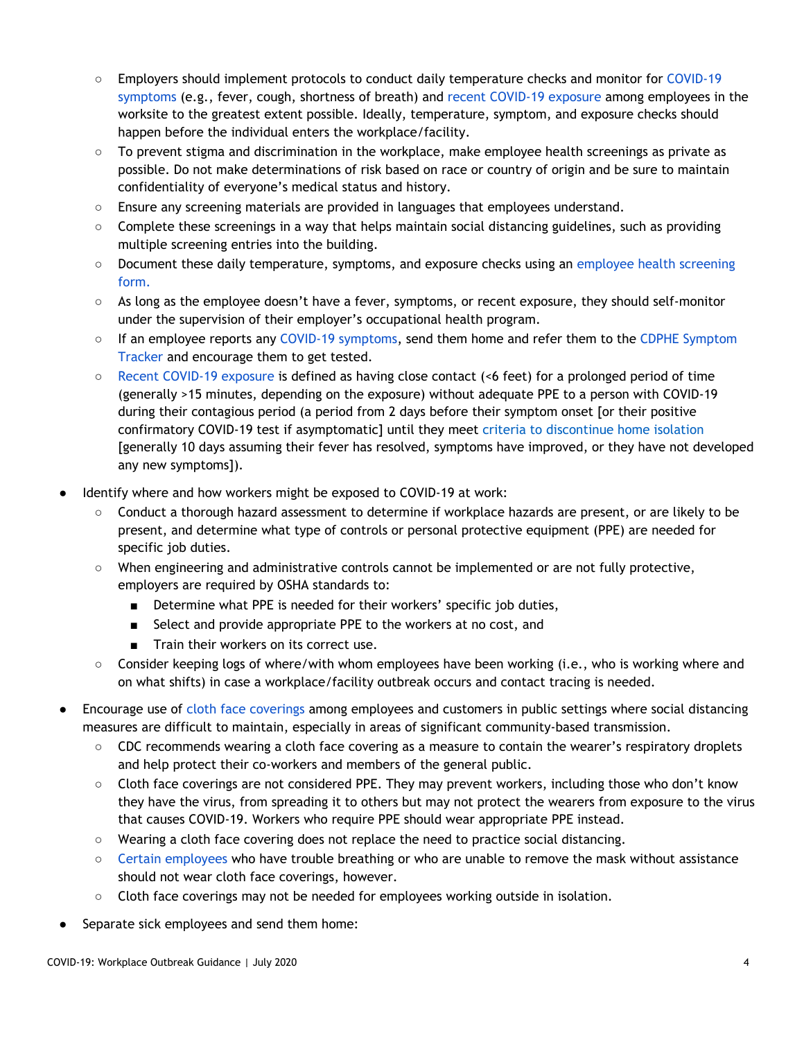- Employers should implement protocols to conduct daily temperature checks and monitor for COVID-19 symptoms (e.g., fever, cough, shortness of breath) and recent COVID-19 exposure among employees in the worksite to the greatest extent possible. Ideally, temperature, symptom, and exposure checks should happen before the individual enters the workplace/facility.
    - To prevent stigma and discrimination in the workplace, make employee health screenings as private as possible. Do not make determinations of risk based on race or country of origin and be sure to maintain confidentiality of everyone's medical status and history.
    - Ensure any screening materials are provided in languages that employees understand.
    - Complete these screenings in a way that helps maintain social distancing guidelines, such as providing multiple screening entries into the building.
    - Document these daily temperature, symptoms, and exposure checks using an employee health screening form.
    - As long as the employee doesn't have a fever, symptoms, or recent exposure, they should self-monitor under the supervision of their employer's occupational health program.
    - If an employee reports any COVID-19 symptoms, send them home and refer them to the CDPHE Symptom Tracker and encourage them to get tested.
    - Recent COVID-19 exposure is defined as having close contact (<6 feet) for a prolonged period of time (generally >15 minutes, depending on the exposure) without adequate PPE to a person with COVID-19 during their contagious period (a period from 2 days before their symptom onset [or their positive confirmatory COVID-19 test if asymptomatic] until they meet criteria to discontinue home isolation [generally 10 days assuming their fever has resolved, symptoms have improved, or they have not developed any new symptoms]).

- Identify where and how workers might be exposed to COVID-19 at work:
    - Conduct a thorough hazard assessment to determine if workplace hazards are present, or are likely to be present, and determine what type of controls or personal protective equipment (PPE) are needed for specific job duties.
    - When engineering and administrative controls cannot be implemented or are not fully protective, employers are required by OSHA standards to:
        - Determine what PPE is needed for their workers' specific job duties,
        - Select and provide appropriate PPE to the workers at no cost, and
        - Train their workers on its correct use.
    - Consider keeping logs of where/with whom employees have been working (i.e., who is working where and on what shifts) in case a workplace/facility outbreak occurs and contact tracing is needed.

- Encourage use of cloth face coverings among employees and customers in public settings where social distancing measures are difficult to maintain, especially in areas of significant community-based transmission.
    - CDC recommends wearing a cloth face covering as a measure to contain the wearer's respiratory droplets and help protect their co-workers and members of the general public.
    - Cloth face coverings are not considered PPE. They may prevent workers, including those who don't know they have the virus, from spreading it to others but may not protect the wearers from exposure to the virus that causes COVID-19. Workers who require PPE should wear appropriate PPE instead.
    - Wearing a cloth face covering does not replace the need to practice social distancing.
    - Certain employees who have trouble breathing or who are unable to remove the mask without assistance should not wear cloth face coverings, however.
    - Cloth face coverings may not be needed for employees working outside in isolation.

- Separate sick employees and send them home: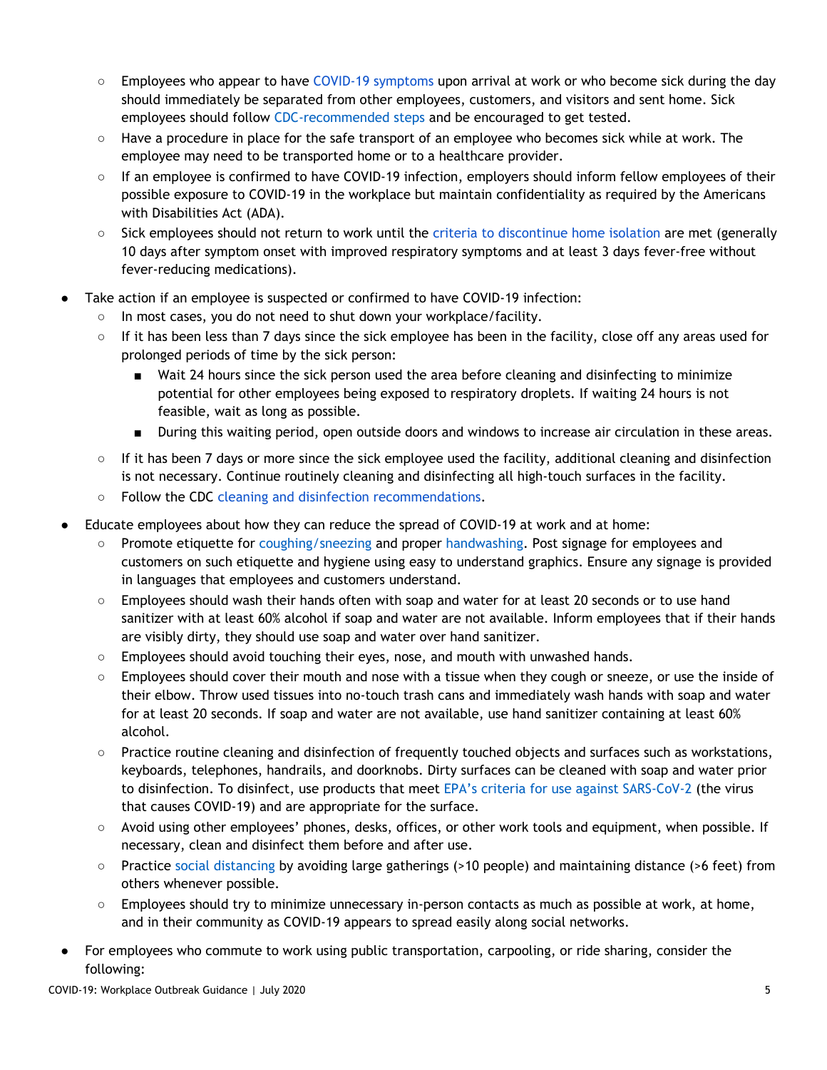- Employees who appear to have COVID-19 symptoms upon arrival at work or who become sick during the day should immediately be separated from other employees, customers, and visitors and sent home. Sick employees should follow CDC-recommended steps and be encouraged to get tested.
- Have a procedure in place for the safe transport of an employee who becomes sick while at work. The employee may need to be transported home or to a healthcare provider.
- If an employee is confirmed to have COVID-19 infection, employers should inform fellow employees of their possible exposure to COVID-19 in the workplace but maintain confidentiality as required by the Americans with Disabilities Act (ADA).
- Sick employees should not return to work until the criteria to discontinue home isolation are met (generally 10 days after symptom onset with improved respiratory symptoms and at least 3 days fever-free without fever-reducing medications).

- Take action if an employee is suspected or confirmed to have COVID-19 infection:
  - In most cases, you do not need to shut down your workplace/facility.
  - If it has been less than 7 days since the sick employee has been in the facility, close off any areas used for prolonged periods of time by the sick person:
    - Wait 24 hours since the sick person used the area before cleaning and disinfecting to minimize potential for other employees being exposed to respiratory droplets. If waiting 24 hours is not feasible, wait as long as possible.
    - During this waiting period, open outside doors and windows to increase air circulation in these areas.
  - If it has been 7 days or more since the sick employee used the facility, additional cleaning and disinfection is not necessary. Continue routinely cleaning and disinfecting all high-touch surfaces in the facility.
  - Follow the CDC cleaning and disinfection recommendations.
- Educate employees about how they can reduce the spread of COVID-19 at work and at home:
  - Promote etiquette for coughing/sneezing and proper handwashing. Post signage for employees and customers on such etiquette and hygiene using easy to understand graphics. Ensure any signage is provided in languages that employees and customers understand.
  - Employees should wash their hands often with soap and water for at least 20 seconds or to use hand sanitizer with at least 60% alcohol if soap and water are not available. Inform employees that if their hands are visibly dirty, they should use soap and water over hand sanitizer.
  - Employees should avoid touching their eyes, nose, and mouth with unwashed hands.
  - Employees should cover their mouth and nose with a tissue when they cough or sneeze, or use the inside of their elbow. Throw used tissues into no-touch trash cans and immediately wash hands with soap and water for at least 20 seconds. If soap and water are not available, use hand sanitizer containing at least 60% alcohol.
  - Practice routine cleaning and disinfection of frequently touched objects and surfaces such as workstations, keyboards, telephones, handrails, and doorknobs. Dirty surfaces can be cleaned with soap and water prior to disinfection. To disinfect, use products that meet EPA's criteria for use against SARS-CoV-2 (the virus that causes COVID-19) and are appropriate for the surface.
  - Avoid using other employees' phones, desks, offices, or other work tools and equipment, when possible. If necessary, clean and disinfect them before and after use.
  - Practice social distancing by avoiding large gatherings (>10 people) and maintaining distance (>6 feet) from others whenever possible.
  - Employees should try to minimize unnecessary in-person contacts as much as possible at work, at home, and in their community as COVID-19 appears to spread easily along social networks.
- For employees who commute to work using public transportation, carpooling, or ride sharing, consider the following: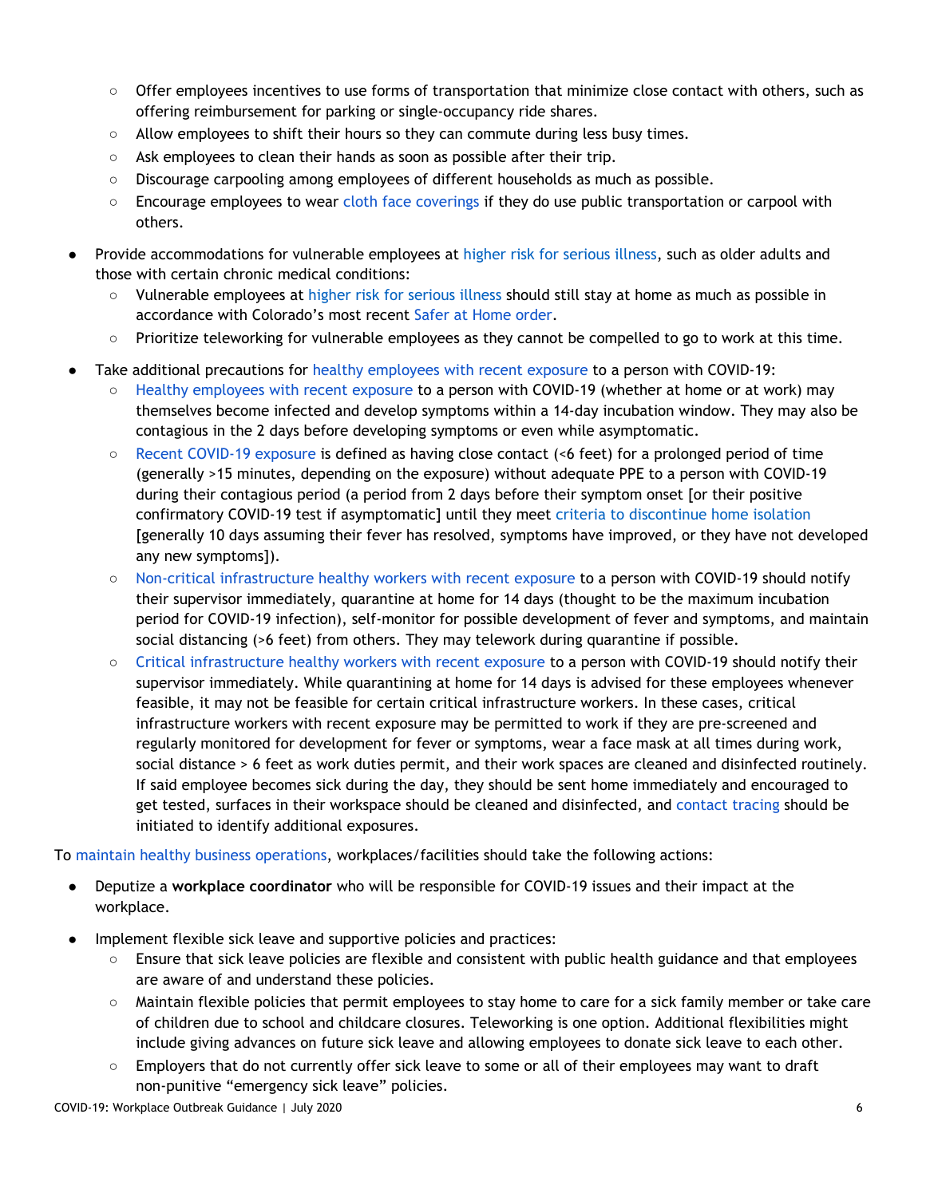- Offer employees incentives to use forms of transportation that minimize close contact with others, such as offering reimbursement for parking or single-occupancy ride shares.
    - Allow employees to shift their hours so they can commute during less busy times.
    - Ask employees to clean their hands as soon as possible after their trip.
    - Discourage carpooling among employees of different households as much as possible.
    - Encourage employees to wear cloth face coverings if they do use public transportation or carpool with others.

- Provide accommodations for vulnerable employees at higher risk for serious illness, such as older adults and those with certain chronic medical conditions:
    - Vulnerable employees at higher risk for serious illness should still stay at home as much as possible in accordance with Colorado's most recent Safer at Home order.
    - Prioritize teleworking for vulnerable employees as they cannot be compelled to go to work at this time.

- Take additional precautions for healthy employees with recent exposure to a person with COVID-19:
    - Healthy employees with recent exposure to a person with COVID-19 (whether at home or at work) may themselves become infected and develop symptoms within a 14-day incubation window. They may also be contagious in the 2 days before developing symptoms or even while asymptomatic.
    - Recent COVID-19 exposure is defined as having close contact (<6 feet) for a prolonged period of time (generally >15 minutes, depending on the exposure) without adequate PPE to a person with COVID-19 during their contagious period (a period from 2 days before their symptom onset [or their positive confirmatory COVID-19 test if asymptomatic] until they meet criteria to discontinue home isolation [generally 10 days assuming their fever has resolved, symptoms have improved, or they have not developed any new symptoms]).
    - Non-critical infrastructure healthy workers with recent exposure to a person with COVID-19 should notify their supervisor immediately, quarantine at home for 14 days (thought to be the maximum incubation period for COVID-19 infection), self-monitor for possible development of fever and symptoms, and maintain social distancing (>6 feet) from others. They may telework during quarantine if possible.
    - Critical infrastructure healthy workers with recent exposure to a person with COVID-19 should notify their supervisor immediately. While quarantining at home for 14 days is advised for these employees whenever feasible, it may not be feasible for certain critical infrastructure workers. In these cases, critical infrastructure workers with recent exposure may be permitted to work if they are pre-screened and regularly monitored for development for fever or symptoms, wear a face mask at all times during work, social distance > 6 feet as work duties permit, and their work spaces are cleaned and disinfected routinely. If said employee becomes sick during the day, they should be sent home immediately and encouraged to get tested, surfaces in their workspace should be cleaned and disinfected, and contact tracing should be initiated to identify additional exposures.

To maintain healthy business operations, workplaces/facilities should take the following actions:

- Deputize a **workplace coordinator** who will be responsible for COVID-19 issues and their impact at the workplace.

- Implement flexible sick leave and supportive policies and practices:
    - Ensure that sick leave policies are flexible and consistent with public health guidance and that employees are aware of and understand these policies.
    - Maintain flexible policies that permit employees to stay home to care for a sick family member or take care of children due to school and childcare closures. Teleworking is one option. Additional flexibilities might include giving advances on future sick leave and allowing employees to donate sick leave to each other.
    - Employers that do not currently offer sick leave to some or all of their employees may want to draft non-punitive "emergency sick leave" policies.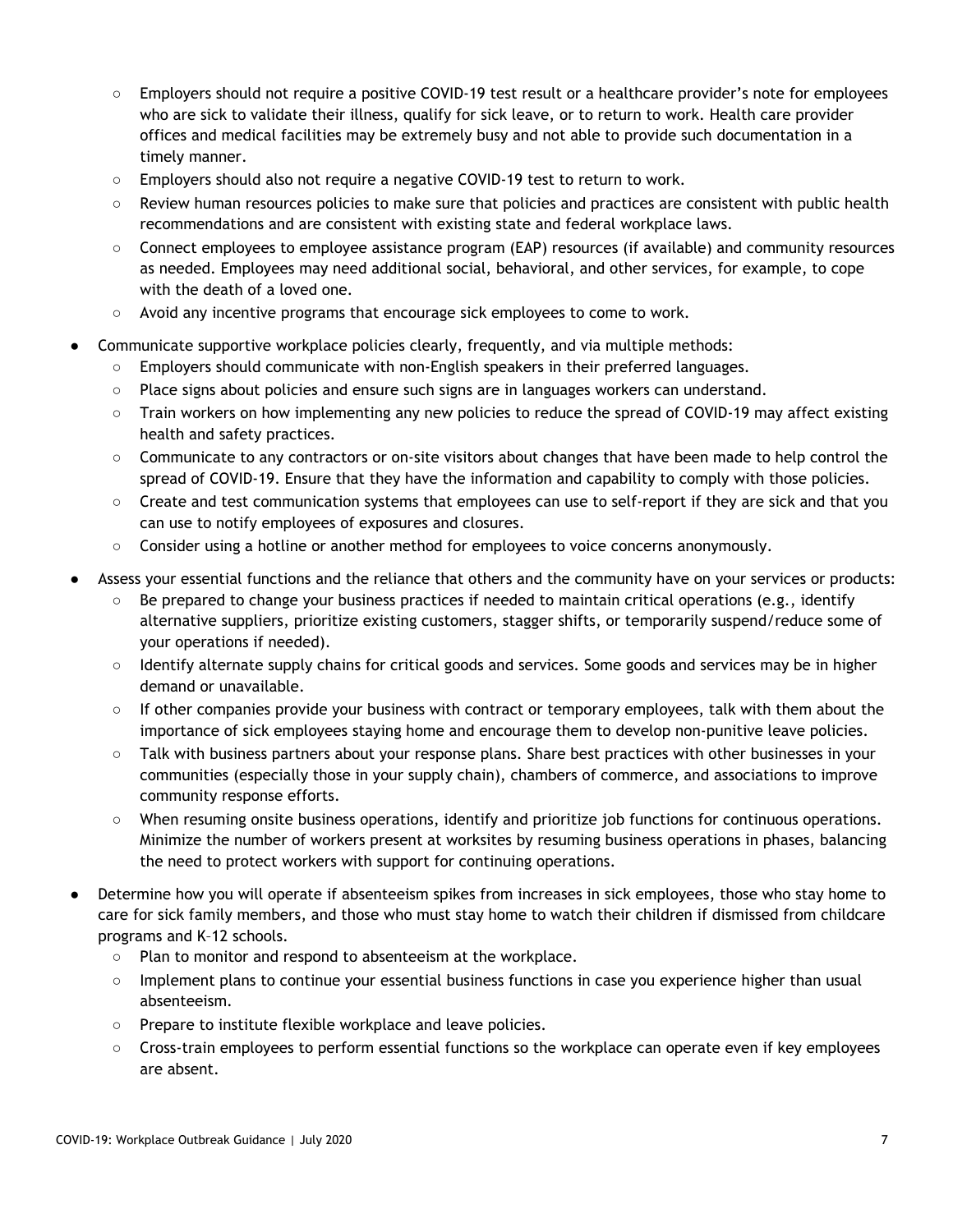- Employers should not require a positive COVID-19 test result or a healthcare provider's note for employees who are sick to validate their illness, qualify for sick leave, or to return to work. Health care provider offices and medical facilities may be extremely busy and not able to provide such documentation in a timely manner.
  - Employers should also not require a negative COVID-19 test to return to work.
  - Review human resources policies to make sure that policies and practices are consistent with public health recommendations and are consistent with existing state and federal workplace laws.
  - Connect employees to employee assistance program (EAP) resources (if available) and community resources as needed. Employees may need additional social, behavioral, and other services, for example, to cope with the death of a loved one.
  - Avoid any incentive programs that encourage sick employees to come to work.
- Communicate supportive workplace policies clearly, frequently, and via multiple methods:
  - Employers should communicate with non-English speakers in their preferred languages.
  - Place signs about policies and ensure such signs are in languages workers can understand.
  - Train workers on how implementing any new policies to reduce the spread of COVID-19 may affect existing health and safety practices.
  - Communicate to any contractors or on-site visitors about changes that have been made to help control the spread of COVID-19. Ensure that they have the information and capability to comply with those policies.
  - Create and test communication systems that employees can use to self-report if they are sick and that you can use to notify employees of exposures and closures.
  - Consider using a hotline or another method for employees to voice concerns anonymously.
- Assess your essential functions and the reliance that others and the community have on your services or products:
  - Be prepared to change your business practices if needed to maintain critical operations (e.g., identify alternative suppliers, prioritize existing customers, stagger shifts, or temporarily suspend/reduce some of your operations if needed).
  - Identify alternate supply chains for critical goods and services. Some goods and services may be in higher demand or unavailable.
  - If other companies provide your business with contract or temporary employees, talk with them about the importance of sick employees staying home and encourage them to develop non-punitive leave policies.
  - Talk with business partners about your response plans. Share best practices with other businesses in your communities (especially those in your supply chain), chambers of commerce, and associations to improve community response efforts.
  - When resuming onsite business operations, identify and prioritize job functions for continuous operations. Minimize the number of workers present at worksites by resuming business operations in phases, balancing the need to protect workers with support for continuing operations.
- Determine how you will operate if absenteeism spikes from increases in sick employees, those who stay home to care for sick family members, and those who must stay home to watch their children if dismissed from childcare programs and K–12 schools.
  - Plan to monitor and respond to absenteeism at the workplace.
  - Implement plans to continue your essential business functions in case you experience higher than usual absenteeism.
  - Prepare to institute flexible workplace and leave policies.
  - Cross-train employees to perform essential functions so the workplace can operate even if key employees are absent.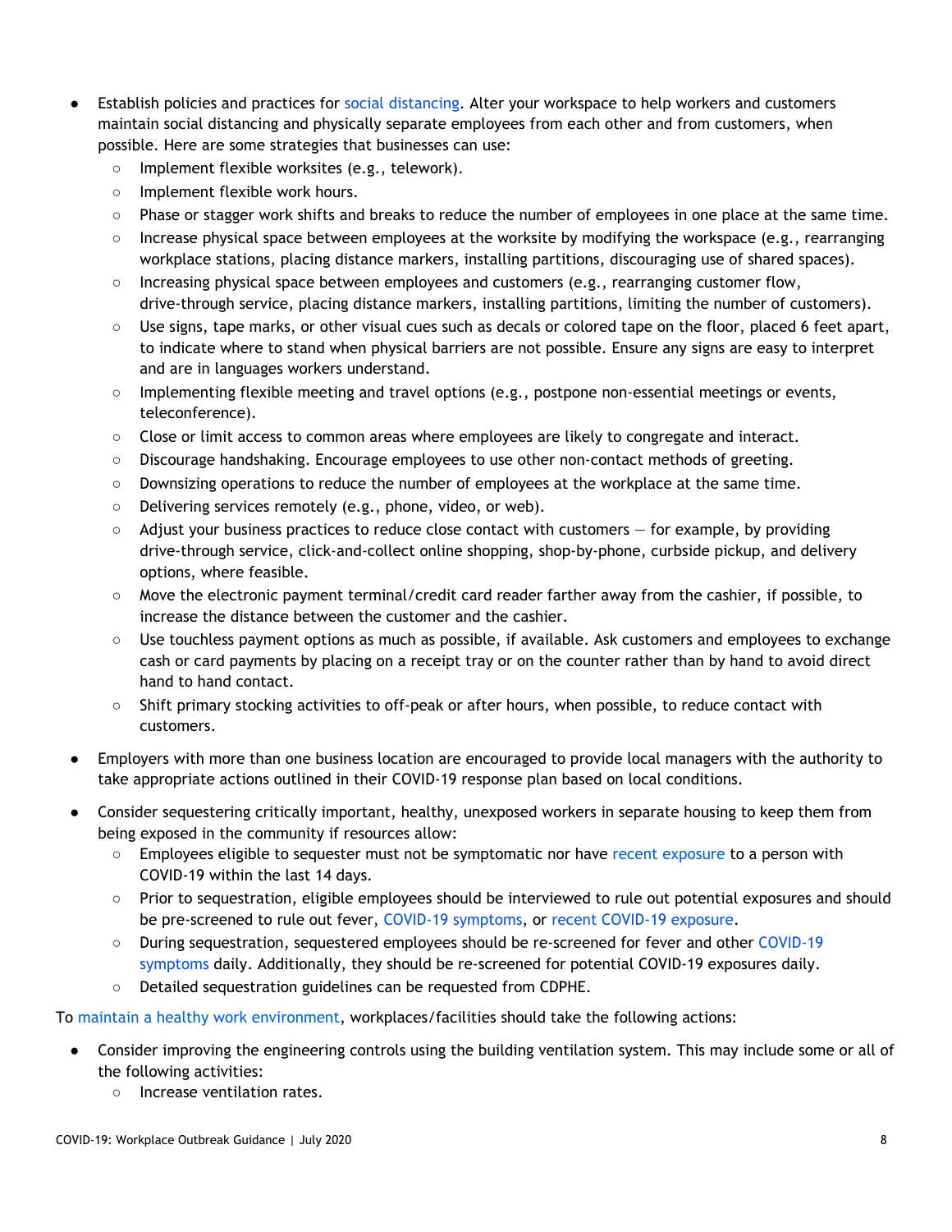- Establish policies and practices for social distancing. Alter your workspace to help workers and customers maintain social distancing and physically separate employees from each other and from customers, when possible. Here are some strategies that businesses can use:
  - Implement flexible worksites (e.g., telework).
  - Implement flexible work hours.
  - Phase or stagger work shifts and breaks to reduce the number of employees in one place at the same time.
  - Increase physical space between employees at the worksite by modifying the workspace (e.g., rearranging workplace stations, placing distance markers, installing partitions, discouraging use of shared spaces).
  - Increasing physical space between employees and customers (e.g., rearranging customer flow, drive-through service, placing distance markers, installing partitions, limiting the number of customers).
  - Use signs, tape marks, or other visual cues such as decals or colored tape on the floor, placed 6 feet apart, to indicate where to stand when physical barriers are not possible. Ensure any signs are easy to interpret and are in languages workers understand.
  - Implementing flexible meeting and travel options (e.g., postpone non-essential meetings or events, teleconference).
  - Close or limit access to common areas where employees are likely to congregate and interact.
  - Discourage handshaking. Encourage employees to use other non-contact methods of greeting.
  - Downsizing operations to reduce the number of employees at the workplace at the same time.
  - Delivering services remotely (e.g., phone, video, or web).
  - Adjust your business practices to reduce close contact with customers — for example, by providing drive-through service, click-and-collect online shopping, shop-by-phone, curbside pickup, and delivery options, where feasible.
  - Move the electronic payment terminal/credit card reader farther away from the cashier, if possible, to increase the distance between the customer and the cashier.
  - Use touchless payment options as much as possible, if available. Ask customers and employees to exchange cash or card payments by placing on a receipt tray or on the counter rather than by hand to avoid direct hand to hand contact.
  - Shift primary stocking activities to off-peak or after hours, when possible, to reduce contact with customers.
- Employers with more than one business location are encouraged to provide local managers with the authority to take appropriate actions outlined in their COVID-19 response plan based on local conditions.
- Consider sequestering critically important, healthy, unexposed workers in separate housing to keep them from being exposed in the community if resources allow:
  - Employees eligible to sequester must not be symptomatic nor have recent exposure to a person with COVID-19 within the last 14 days.
  - Prior to sequestration, eligible employees should be interviewed to rule out potential exposures and should be pre-screened to rule out fever, COVID-19 symptoms, or recent COVID-19 exposure.
  - During sequestration, sequestered employees should be re-screened for fever and other COVID-19 symptoms daily. Additionally, they should be re-screened for potential COVID-19 exposures daily.
  - Detailed sequestration guidelines can be requested from CDPHE.

To maintain a healthy work environment, workplaces/facilities should take the following actions:

- Consider improving the engineering controls using the building ventilation system. This may include some or all of the following activities:
  - Increase ventilation rates.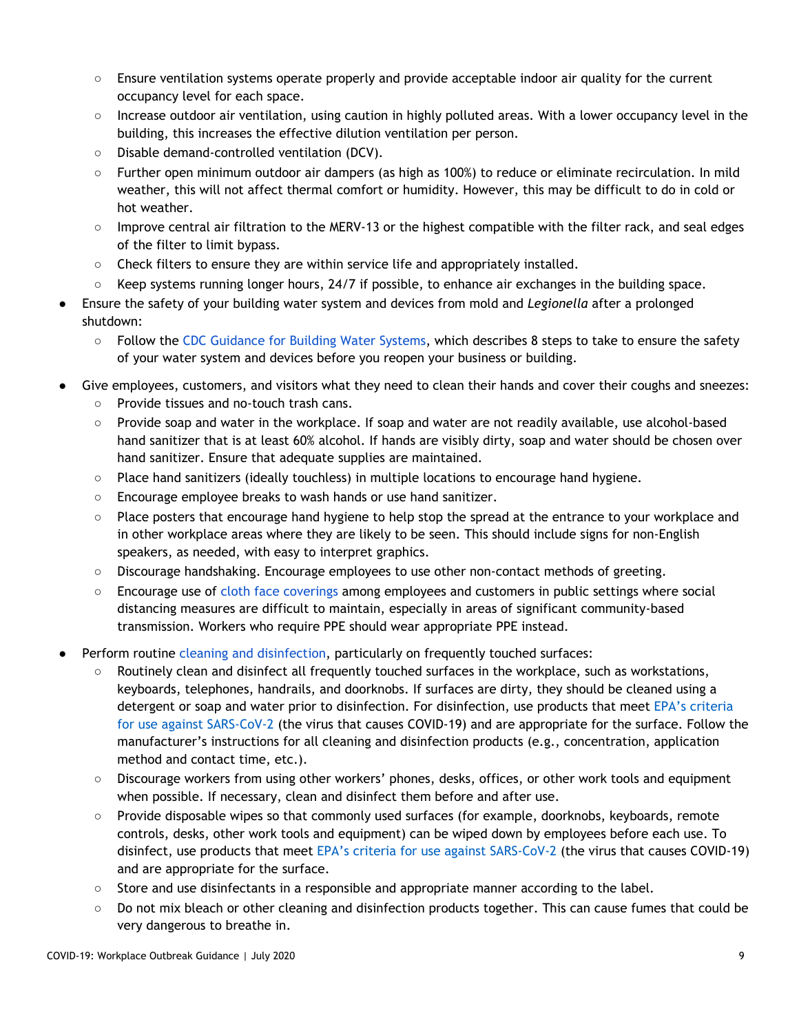- Ensure ventilation systems operate properly and provide acceptable indoor air quality for the current occupancy level for each space.
  - Increase outdoor air ventilation, using caution in highly polluted areas. With a lower occupancy level in the building, this increases the effective dilution ventilation per person.
  - Disable demand-controlled ventilation (DCV).
  - Further open minimum outdoor air dampers (as high as 100%) to reduce or eliminate recirculation. In mild weather, this will not affect thermal comfort or humidity. However, this may be difficult to do in cold or hot weather.
  - Improve central air filtration to the MERV-13 or the highest compatible with the filter rack, and seal edges of the filter to limit bypass.
  - Check filters to ensure they are within service life and appropriately installed.
  - Keep systems running longer hours, 24/7 if possible, to enhance air exchanges in the building space.
- Ensure the safety of your building water system and devices from mold and *Legionella* after a prolonged shutdown:
  - Follow the CDC Guidance for Building Water Systems, which describes 8 steps to take to ensure the safety of your water system and devices before you reopen your business or building.
- Give employees, customers, and visitors what they need to clean their hands and cover their coughs and sneezes:
  - Provide tissues and no-touch trash cans.
  - Provide soap and water in the workplace. If soap and water are not readily available, use alcohol-based hand sanitizer that is at least 60% alcohol. If hands are visibly dirty, soap and water should be chosen over hand sanitizer. Ensure that adequate supplies are maintained.
  - Place hand sanitizers (ideally touchless) in multiple locations to encourage hand hygiene.
  - Encourage employee breaks to wash hands or use hand sanitizer.
  - Place posters that encourage hand hygiene to help stop the spread at the entrance to your workplace and in other workplace areas where they are likely to be seen. This should include signs for non-English speakers, as needed, with easy to interpret graphics.
  - Discourage handshaking. Encourage employees to use other non-contact methods of greeting.
  - Encourage use of cloth face coverings among employees and customers in public settings where social distancing measures are difficult to maintain, especially in areas of significant community-based transmission. Workers who require PPE should wear appropriate PPE instead.
- Perform routine cleaning and disinfection, particularly on frequently touched surfaces:
  - Routinely clean and disinfect all frequently touched surfaces in the workplace, such as workstations, keyboards, telephones, handrails, and doorknobs. If surfaces are dirty, they should be cleaned using a detergent or soap and water prior to disinfection. For disinfection, use products that meet EPA's criteria for use against SARS-CoV-2 (the virus that causes COVID-19) and are appropriate for the surface. Follow the manufacturer's instructions for all cleaning and disinfection products (e.g., concentration, application method and contact time, etc.).
  - Discourage workers from using other workers' phones, desks, offices, or other work tools and equipment when possible. If necessary, clean and disinfect them before and after use.
  - Provide disposable wipes so that commonly used surfaces (for example, doorknobs, keyboards, remote controls, desks, other work tools and equipment) can be wiped down by employees before each use. To disinfect, use products that meet EPA's criteria for use against SARS-CoV-2 (the virus that causes COVID-19) and are appropriate for the surface.
  - Store and use disinfectants in a responsible and appropriate manner according to the label.
  - Do not mix bleach or other cleaning and disinfection products together. This can cause fumes that could be very dangerous to breathe in.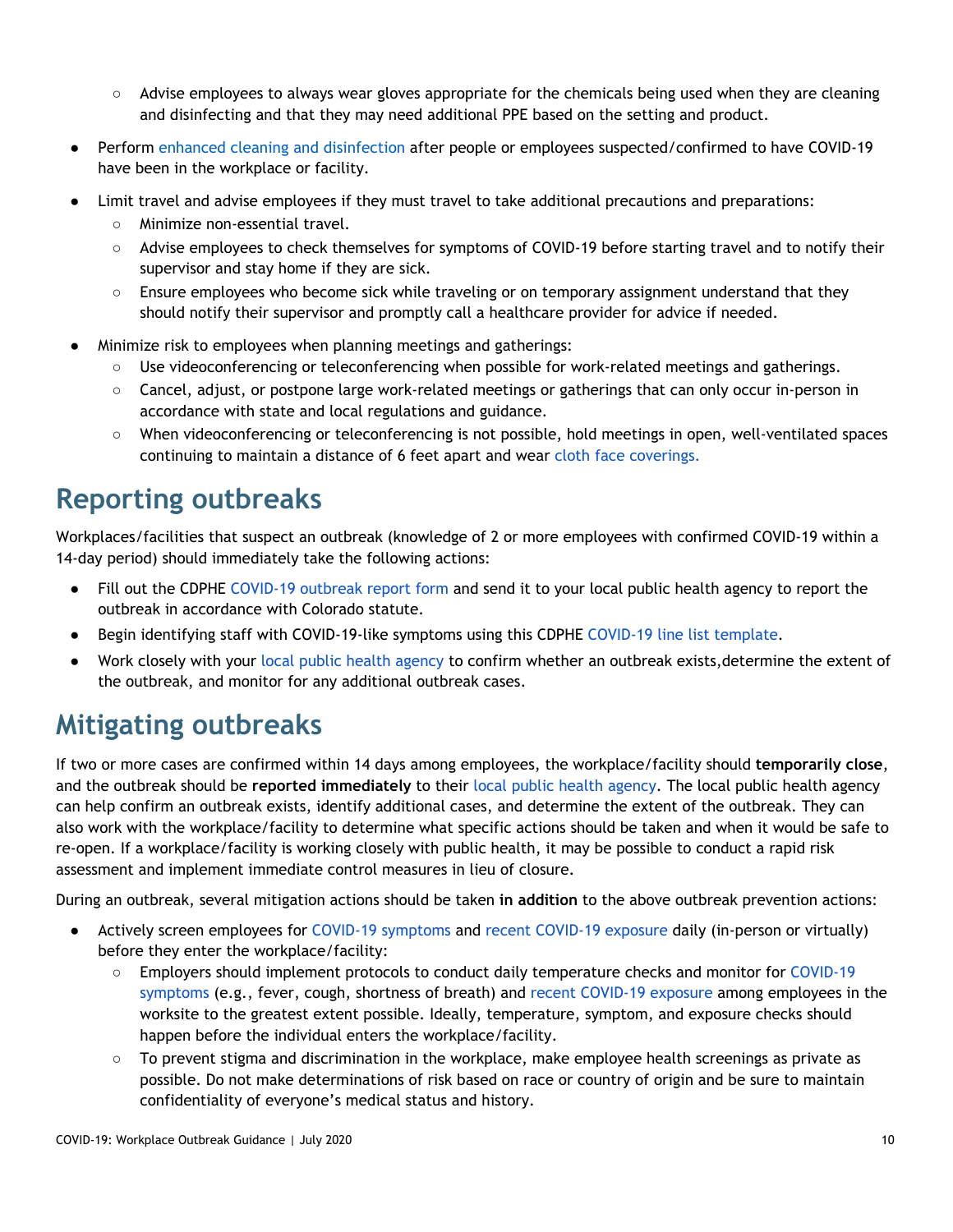- Advise employees to always wear gloves appropriate for the chemicals being used when they are cleaning and disinfecting and that they may need additional PPE based on the setting and product.
- Perform enhanced cleaning and disinfection after people or employees suspected/confirmed to have COVID-19 have been in the workplace or facility.
- Limit travel and advise employees if they must travel to take additional precautions and preparations:
    - Minimize non-essential travel.
    - Advise employees to check themselves for symptoms of COVID-19 before starting travel and to notify their supervisor and stay home if they are sick.
    - Ensure employees who become sick while traveling or on temporary assignment understand that they should notify their supervisor and promptly call a healthcare provider for advice if needed.
- Minimize risk to employees when planning meetings and gatherings:
    - Use videoconferencing or teleconferencing when possible for work-related meetings and gatherings.
    - Cancel, adjust, or postpone large work-related meetings or gatherings that can only occur in-person in accordance with state and local regulations and guidance.
    - When videoconferencing or teleconferencing is not possible, hold meetings in open, well-ventilated spaces continuing to maintain a distance of 6 feet apart and wear cloth face coverings.

# Reporting outbreaks

Workplaces/facilities that suspect an outbreak (knowledge of 2 or more employees with confirmed COVID-19 within a 14-day period) should immediately take the following actions:

- Fill out the CDPHE COVID-19 outbreak report form and send it to your local public health agency to report the outbreak in accordance with Colorado statute.
- Begin identifying staff with COVID-19-like symptoms using this CDPHE COVID-19 line list template.
- Work closely with your local public health agency to confirm whether an outbreak exists,determine the extent of the outbreak, and monitor for any additional outbreak cases.

# Mitigating outbreaks

If two or more cases are confirmed within 14 days among employees, the workplace/facility should **temporarily close**, and the outbreak should be **reported immediately** to their local public health agency. The local public health agency can help confirm an outbreak exists, identify additional cases, and determine the extent of the outbreak. They can also work with the workplace/facility to determine what specific actions should be taken and when it would be safe to re-open. If a workplace/facility is working closely with public health, it may be possible to conduct a rapid risk assessment and implement immediate control measures in lieu of closure.

During an outbreak, several mitigation actions should be taken **in addition** to the above outbreak prevention actions:

- Actively screen employees for COVID-19 symptoms and recent COVID-19 exposure daily (in-person or virtually) before they enter the workplace/facility:
    - Employers should implement protocols to conduct daily temperature checks and monitor for COVID-19 symptoms (e.g., fever, cough, shortness of breath) and recent COVID-19 exposure among employees in the worksite to the greatest extent possible. Ideally, temperature, symptom, and exposure checks should happen before the individual enters the workplace/facility.
    - To prevent stigma and discrimination in the workplace, make employee health screenings as private as possible. Do not make determinations of risk based on race or country of origin and be sure to maintain confidentiality of everyone's medical status and history.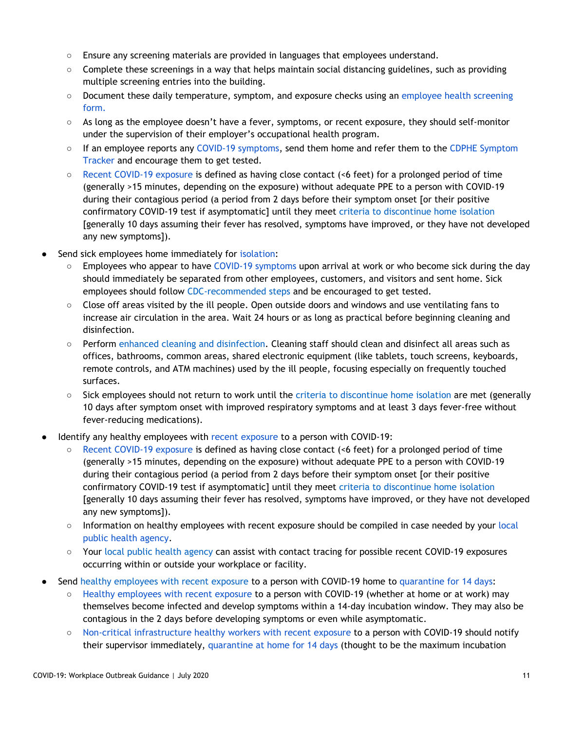- Ensure any screening materials are provided in languages that employees understand.
    - Complete these screenings in a way that helps maintain social distancing guidelines, such as providing multiple screening entries into the building.
    - Document these daily temperature, symptom, and exposure checks using an employee health screening form.
    - As long as the employee doesn't have a fever, symptoms, or recent exposure, they should self-monitor under the supervision of their employer's occupational health program.
    - If an employee reports any COVID-19 symptoms, send them home and refer them to the CDPHE Symptom Tracker and encourage them to get tested.
    - Recent COVID-19 exposure is defined as having close contact (<6 feet) for a prolonged period of time (generally >15 minutes, depending on the exposure) without adequate PPE to a person with COVID-19 during their contagious period (a period from 2 days before their symptom onset [or their positive confirmatory COVID-19 test if asymptomatic] until they meet criteria to discontinue home isolation [generally 10 days assuming their fever has resolved, symptoms have improved, or they have not developed any new symptoms]).
- Send sick employees home immediately for isolation:
    - Employees who appear to have COVID-19 symptoms upon arrival at work or who become sick during the day should immediately be separated from other employees, customers, and visitors and sent home. Sick employees should follow CDC-recommended steps and be encouraged to get tested.
    - Close off areas visited by the ill people. Open outside doors and windows and use ventilating fans to increase air circulation in the area. Wait 24 hours or as long as practical before beginning cleaning and disinfection.
    - Perform enhanced cleaning and disinfection. Cleaning staff should clean and disinfect all areas such as offices, bathrooms, common areas, shared electronic equipment (like tablets, touch screens, keyboards, remote controls, and ATM machines) used by the ill people, focusing especially on frequently touched surfaces.
    - Sick employees should not return to work until the criteria to discontinue home isolation are met (generally 10 days after symptom onset with improved respiratory symptoms and at least 3 days fever-free without fever-reducing medications).
- Identify any healthy employees with recent exposure to a person with COVID-19:
    - Recent COVID-19 exposure is defined as having close contact (<6 feet) for a prolonged period of time (generally >15 minutes, depending on the exposure) without adequate PPE to a person with COVID-19 during their contagious period (a period from 2 days before their symptom onset [or their positive confirmatory COVID-19 test if asymptomatic] until they meet criteria to discontinue home isolation [generally 10 days assuming their fever has resolved, symptoms have improved, or they have not developed any new symptoms]).
    - Information on healthy employees with recent exposure should be compiled in case needed by your local public health agency.
    - Your local public health agency can assist with contact tracing for possible recent COVID-19 exposures occurring within or outside your workplace or facility.
- Send healthy employees with recent exposure to a person with COVID-19 home to quarantine for 14 days:
    - Healthy employees with recent exposure to a person with COVID-19 (whether at home or at work) may themselves become infected and develop symptoms within a 14-day incubation window. They may also be contagious in the 2 days before developing symptoms or even while asymptomatic.
    - Non-critical infrastructure healthy workers with recent exposure to a person with COVID-19 should notify their supervisor immediately, quarantine at home for 14 days (thought to be the maximum incubation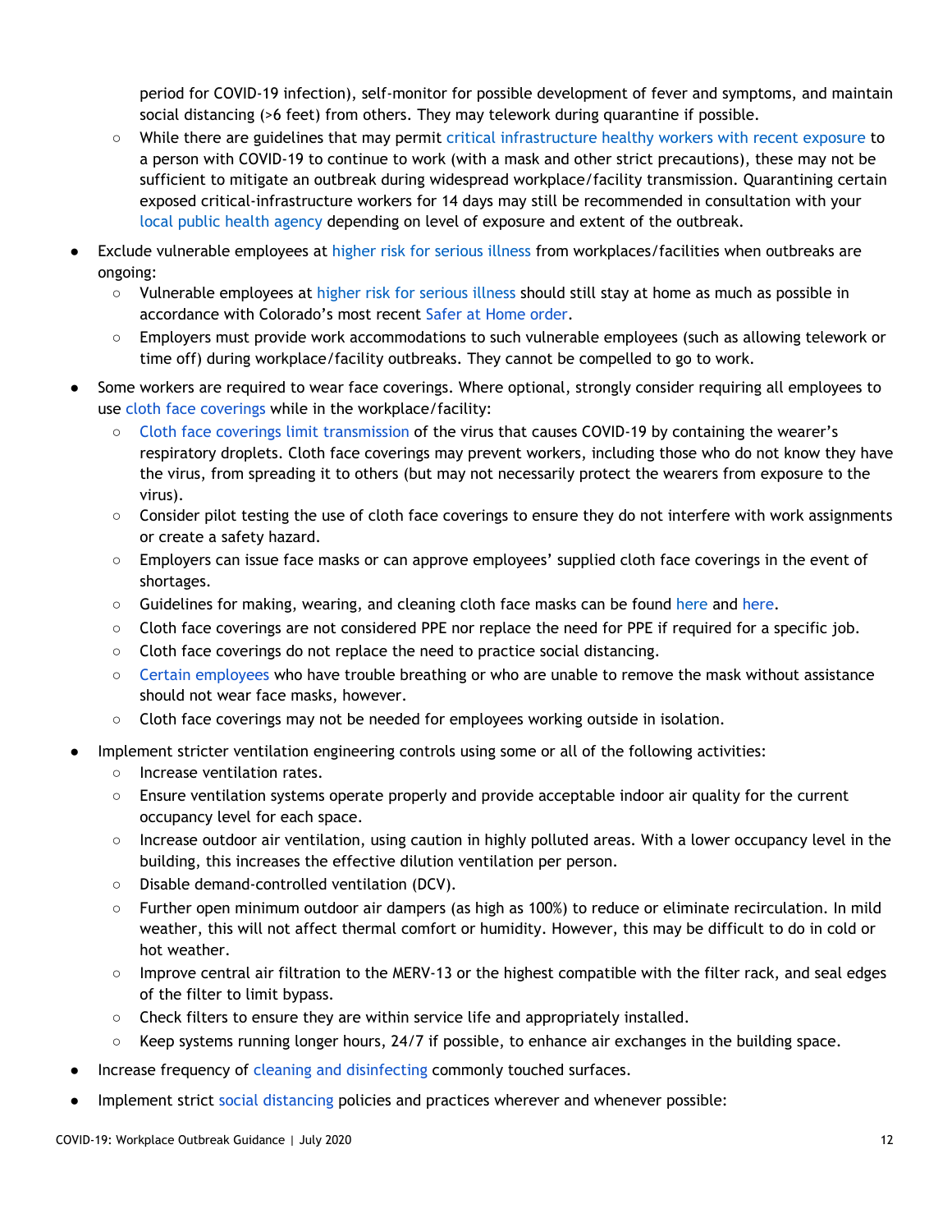period for COVID-19 infection), self-monitor for possible development of fever and symptoms, and maintain social distancing (>6 feet) from others. They may telework during quarantine if possible.
  - While there are guidelines that may permit critical infrastructure healthy workers with recent exposure to a person with COVID-19 to continue to work (with a mask and other strict precautions), these may not be sufficient to mitigate an outbreak during widespread workplace/facility transmission. Quarantining certain exposed critical-infrastructure workers for 14 days may still be recommended in consultation with your local public health agency depending on level of exposure and extent of the outbreak.

- Exclude vulnerable employees at higher risk for serious illness from workplaces/facilities when outbreaks are ongoing:
  - Vulnerable employees at higher risk for serious illness should still stay at home as much as possible in accordance with Colorado's most recent Safer at Home order.
  - Employers must provide work accommodations to such vulnerable employees (such as allowing telework or time off) during workplace/facility outbreaks. They cannot be compelled to go to work.

- Some workers are required to wear face coverings. Where optional, strongly consider requiring all employees to use cloth face coverings while in the workplace/facility:
  - Cloth face coverings limit transmission of the virus that causes COVID-19 by containing the wearer's respiratory droplets. Cloth face coverings may prevent workers, including those who do not know they have the virus, from spreading it to others (but may not necessarily protect the wearers from exposure to the virus).
  - Consider pilot testing the use of cloth face coverings to ensure they do not interfere with work assignments or create a safety hazard.
  - Employers can issue face masks or can approve employees' supplied cloth face coverings in the event of shortages.
  - Guidelines for making, wearing, and cleaning cloth face masks can be found here and here.
  - Cloth face coverings are not considered PPE nor replace the need for PPE if required for a specific job.
  - Cloth face coverings do not replace the need to practice social distancing.
  - Certain employees who have trouble breathing or who are unable to remove the mask without assistance should not wear face masks, however.
  - Cloth face coverings may not be needed for employees working outside in isolation.

- Implement stricter ventilation engineering controls using some or all of the following activities:
  - Increase ventilation rates.
  - Ensure ventilation systems operate properly and provide acceptable indoor air quality for the current occupancy level for each space.
  - Increase outdoor air ventilation, using caution in highly polluted areas. With a lower occupancy level in the building, this increases the effective dilution ventilation per person.
  - Disable demand-controlled ventilation (DCV).
  - Further open minimum outdoor air dampers (as high as 100%) to reduce or eliminate recirculation. In mild weather, this will not affect thermal comfort or humidity. However, this may be difficult to do in cold or hot weather.
  - Improve central air filtration to the MERV-13 or the highest compatible with the filter rack, and seal edges of the filter to limit bypass.
  - Check filters to ensure they are within service life and appropriately installed.
  - Keep systems running longer hours, 24/7 if possible, to enhance air exchanges in the building space.

- Increase frequency of cleaning and disinfecting commonly touched surfaces.

- Implement strict social distancing policies and practices wherever and whenever possible: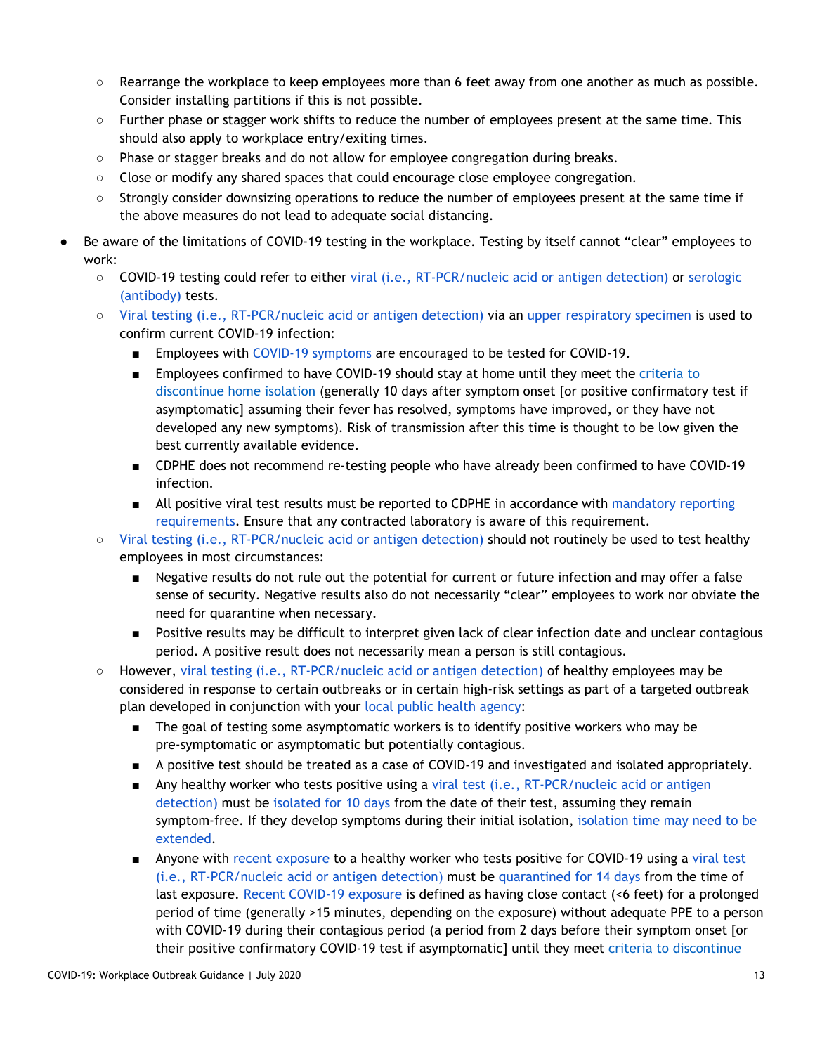- Rearrange the workplace to keep employees more than 6 feet away from one another as much as possible. Consider installing partitions if this is not possible.
    - Further phase or stagger work shifts to reduce the number of employees present at the same time. This should also apply to workplace entry/exiting times.
    - Phase or stagger breaks and do not allow for employee congregation during breaks.
    - Close or modify any shared spaces that could encourage close employee congregation.
    - Strongly consider downsizing operations to reduce the number of employees present at the same time if the above measures do not lead to adequate social distancing.

- Be aware of the limitations of COVID-19 testing in the workplace. Testing by itself cannot "clear" employees to work:
    - COVID-19 testing could refer to either viral (i.e., RT-PCR/nucleic acid or antigen detection) or serologic (antibody) tests.
    - Viral testing (i.e., RT-PCR/nucleic acid or antigen detection) via an upper respiratory specimen is used to confirm current COVID-19 infection:
        - Employees with COVID-19 symptoms are encouraged to be tested for COVID-19.
        - Employees confirmed to have COVID-19 should stay at home until they meet the criteria to discontinue home isolation (generally 10 days after symptom onset [or positive confirmatory test if asymptomatic] assuming their fever has resolved, symptoms have improved, or they have not developed any new symptoms). Risk of transmission after this time is thought to be low given the best currently available evidence.
        - CDPHE does not recommend re-testing people who have already been confirmed to have COVID-19 infection.
        - All positive viral test results must be reported to CDPHE in accordance with mandatory reporting requirements. Ensure that any contracted laboratory is aware of this requirement.
    - Viral testing (i.e., RT-PCR/nucleic acid or antigen detection) should not routinely be used to test healthy employees in most circumstances:
        - Negative results do not rule out the potential for current or future infection and may offer a false sense of security. Negative results also do not necessarily "clear" employees to work nor obviate the need for quarantine when necessary.
        - Positive results may be difficult to interpret given lack of clear infection date and unclear contagious period. A positive result does not necessarily mean a person is still contagious.
    - However, viral testing (i.e., RT-PCR/nucleic acid or antigen detection) of healthy employees may be considered in response to certain outbreaks or in certain high-risk settings as part of a targeted outbreak plan developed in conjunction with your local public health agency:
        - The goal of testing some asymptomatic workers is to identify positive workers who may be pre-symptomatic or asymptomatic but potentially contagious.
        - A positive test should be treated as a case of COVID-19 and investigated and isolated appropriately.
        - Any healthy worker who tests positive using a viral test (i.e., RT-PCR/nucleic acid or antigen detection) must be isolated for 10 days from the date of their test, assuming they remain symptom-free. If they develop symptoms during their initial isolation, isolation time may need to be extended.
        - Anyone with recent exposure to a healthy worker who tests positive for COVID-19 using a viral test (i.e., RT-PCR/nucleic acid or antigen detection) must be quarantined for 14 days from the time of last exposure. Recent COVID-19 exposure is defined as having close contact (<6 feet) for a prolonged period of time (generally >15 minutes, depending on the exposure) without adequate PPE to a person with COVID-19 during their contagious period (a period from 2 days before their symptom onset [or their positive confirmatory COVID-19 test if asymptomatic] until they meet criteria to discontinue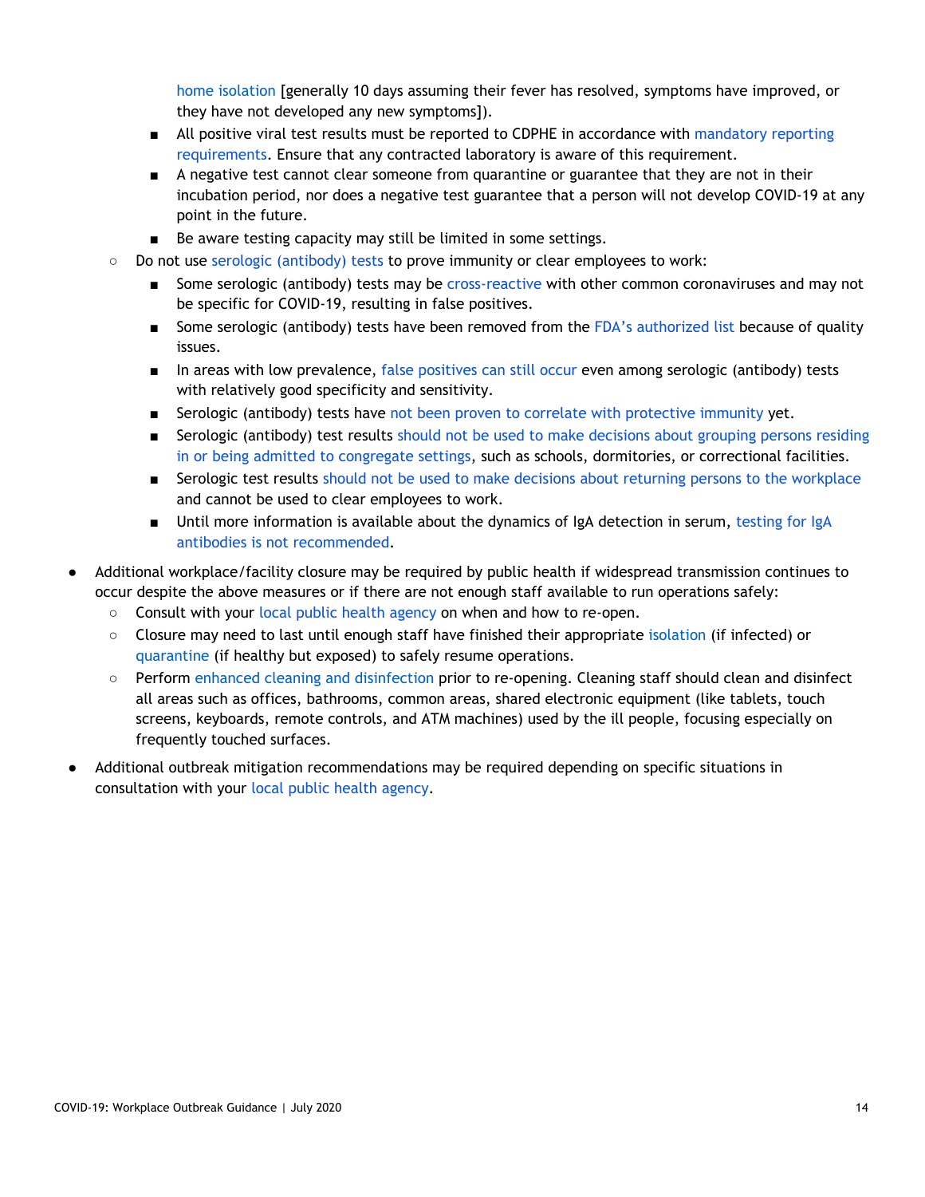home isolation [generally 10 days assuming their fever has resolved, symptoms have improved, or they have not developed any new symptoms]).
        - All positive viral test results must be reported to CDPHE in accordance with mandatory reporting requirements. Ensure that any contracted laboratory is aware of this requirement.
        - A negative test cannot clear someone from quarantine or guarantee that they are not in their incubation period, nor does a negative test guarantee that a person will not develop COVID-19 at any point in the future.
        - Be aware testing capacity may still be limited in some settings.
    - Do not use serologic (antibody) tests to prove immunity or clear employees to work:
        - Some serologic (antibody) tests may be cross-reactive with other common coronaviruses and may not be specific for COVID-19, resulting in false positives.
        - Some serologic (antibody) tests have been removed from the FDA's authorized list because of quality issues.
        - In areas with low prevalence, false positives can still occur even among serologic (antibody) tests with relatively good specificity and sensitivity.
        - Serologic (antibody) tests have not been proven to correlate with protective immunity yet.
        - Serologic (antibody) test results should not be used to make decisions about grouping persons residing in or being admitted to congregate settings, such as schools, dormitories, or correctional facilities.
        - Serologic test results should not be used to make decisions about returning persons to the workplace and cannot be used to clear employees to work.
        - Until more information is available about the dynamics of IgA detection in serum, testing for IgA antibodies is not recommended.

- Additional workplace/facility closure may be required by public health if widespread transmission continues to occur despite the above measures or if there are not enough staff available to run operations safely:
    - Consult with your local public health agency on when and how to re-open.
    - Closure may need to last until enough staff have finished their appropriate isolation (if infected) or quarantine (if healthy but exposed) to safely resume operations.
    - Perform enhanced cleaning and disinfection prior to re-opening. Cleaning staff should clean and disinfect all areas such as offices, bathrooms, common areas, shared electronic equipment (like tablets, touch screens, keyboards, remote controls, and ATM machines) used by the ill people, focusing especially on frequently touched surfaces.
- Additional outbreak mitigation recommendations may be required depending on specific situations in consultation with your local public health agency.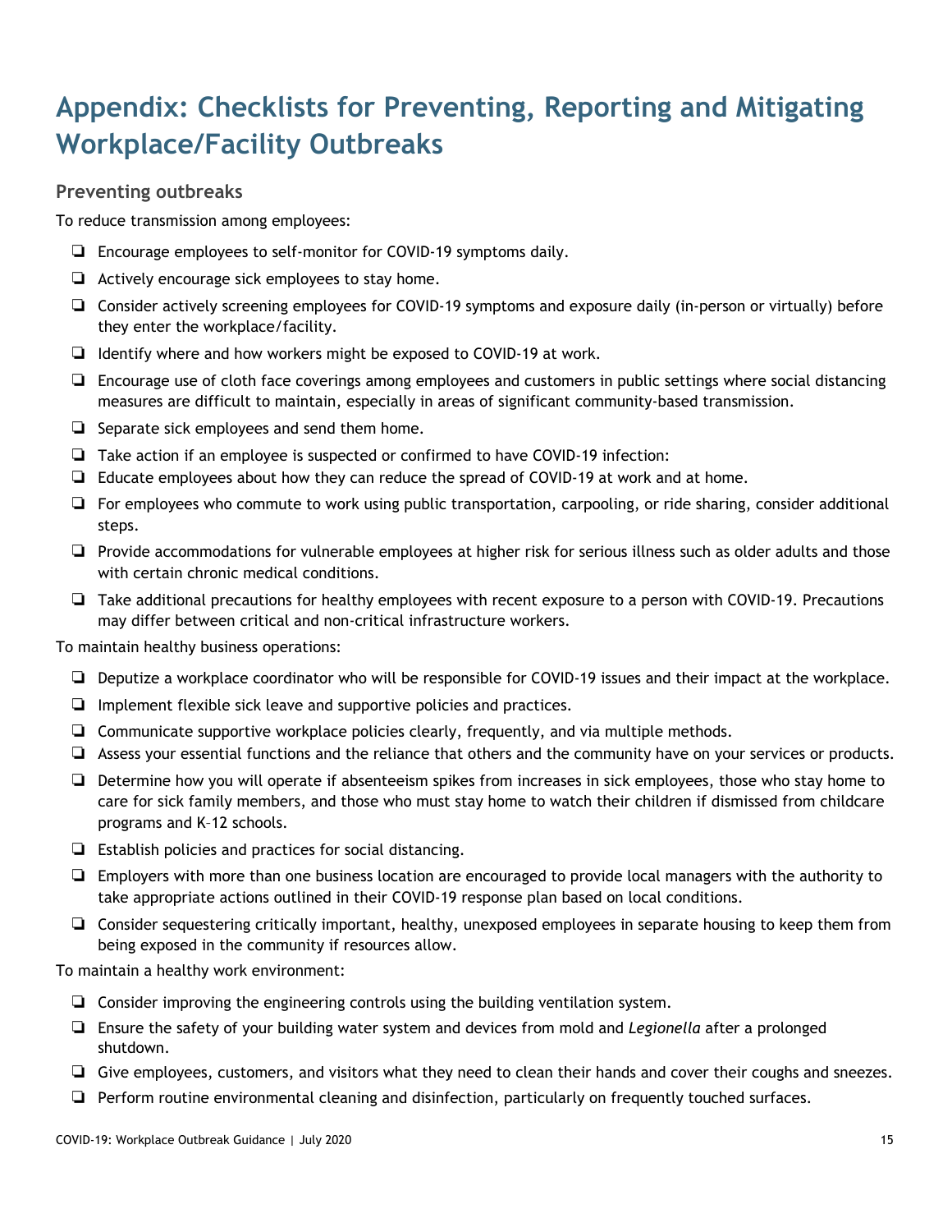# Appendix: Checklists for Preventing, Reporting and Mitigating Workplace/Facility Outbreaks

## Preventing outbreaks

To reduce transmission among employees:

- ❑ Encourage employees to self-monitor for COVID-19 symptoms daily.
- ❑ Actively encourage sick employees to stay home.
- ❑ Consider actively screening employees for COVID-19 symptoms and exposure daily (in-person or virtually) before they enter the workplace/facility.
- ❑ Identify where and how workers might be exposed to COVID-19 at work.
- ❑ Encourage use of cloth face coverings among employees and customers in public settings where social distancing measures are difficult to maintain, especially in areas of significant community-based transmission.
- ❑ Separate sick employees and send them home.
- ❑ Take action if an employee is suspected or confirmed to have COVID-19 infection:
- ❑ Educate employees about how they can reduce the spread of COVID-19 at work and at home.
- ❑ For employees who commute to work using public transportation, carpooling, or ride sharing, consider additional steps.
- ❑ Provide accommodations for vulnerable employees at higher risk for serious illness such as older adults and those with certain chronic medical conditions.
- ❑ Take additional precautions for healthy employees with recent exposure to a person with COVID-19. Precautions may differ between critical and non-critical infrastructure workers.

To maintain healthy business operations:

- ❑ Deputize a workplace coordinator who will be responsible for COVID-19 issues and their impact at the workplace.
- ❑ Implement flexible sick leave and supportive policies and practices.
- ❑ Communicate supportive workplace policies clearly, frequently, and via multiple methods.
- ❑ Assess your essential functions and the reliance that others and the community have on your services or products.
- ❑ Determine how you will operate if absenteeism spikes from increases in sick employees, those who stay home to care for sick family members, and those who must stay home to watch their children if dismissed from childcare programs and K–12 schools.
- ❑ Establish policies and practices for social distancing.
- ❑ Employers with more than one business location are encouraged to provide local managers with the authority to take appropriate actions outlined in their COVID-19 response plan based on local conditions.
- ❑ Consider sequestering critically important, healthy, unexposed employees in separate housing to keep them from being exposed in the community if resources allow.

To maintain a healthy work environment:

- ❑ Consider improving the engineering controls using the building ventilation system.
- ❑ Ensure the safety of your building water system and devices from mold and *Legionella* after a prolonged shutdown.
- ❑ Give employees, customers, and visitors what they need to clean their hands and cover their coughs and sneezes.
- ❑ Perform routine environmental cleaning and disinfection, particularly on frequently touched surfaces.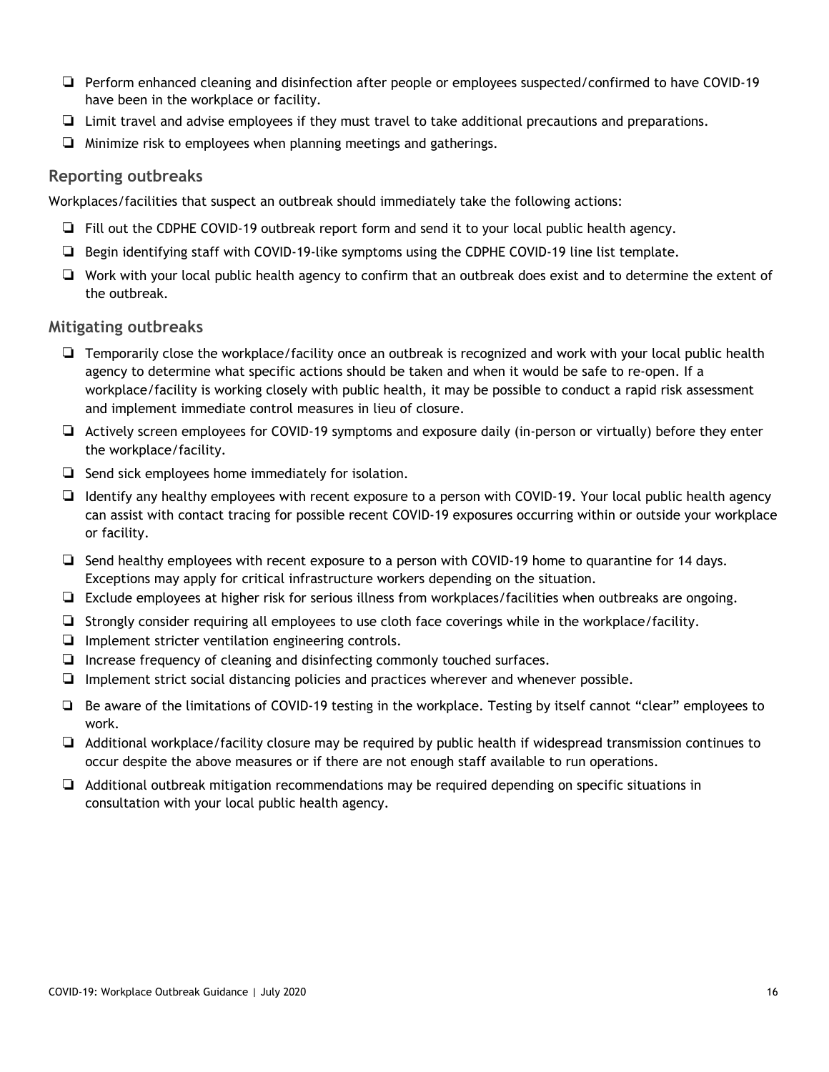- ❏ Perform enhanced cleaning and disinfection after people or employees suspected/confirmed to have COVID-19 have been in the workplace or facility.
- ❏ Limit travel and advise employees if they must travel to take additional precautions and preparations.
- ❏ Minimize risk to employees when planning meetings and gatherings.

### Reporting outbreaks

Workplaces/facilities that suspect an outbreak should immediately take the following actions:

- ❏ Fill out the CDPHE COVID-19 outbreak report form and send it to your local public health agency.
- ❏ Begin identifying staff with COVID-19-like symptoms using the CDPHE COVID-19 line list template.
- ❏ Work with your local public health agency to confirm that an outbreak does exist and to determine the extent of the outbreak.

### Mitigating outbreaks

- ❏ Temporarily close the workplace/facility once an outbreak is recognized and work with your local public health agency to determine what specific actions should be taken and when it would be safe to re-open. If a workplace/facility is working closely with public health, it may be possible to conduct a rapid risk assessment and implement immediate control measures in lieu of closure.
- ❏ Actively screen employees for COVID-19 symptoms and exposure daily (in-person or virtually) before they enter the workplace/facility.
- ❏ Send sick employees home immediately for isolation.
- ❏ Identify any healthy employees with recent exposure to a person with COVID-19. Your local public health agency can assist with contact tracing for possible recent COVID-19 exposures occurring within or outside your workplace or facility.
- ❏ Send healthy employees with recent exposure to a person with COVID-19 home to quarantine for 14 days. Exceptions may apply for critical infrastructure workers depending on the situation.
- ❏ Exclude employees at higher risk for serious illness from workplaces/facilities when outbreaks are ongoing.
- ❏ Strongly consider requiring all employees to use cloth face coverings while in the workplace/facility.
- ❏ Implement stricter ventilation engineering controls.
- ❏ Increase frequency of cleaning and disinfecting commonly touched surfaces.
- ❏ Implement strict social distancing policies and practices wherever and whenever possible.
- ❏ Be aware of the limitations of COVID-19 testing in the workplace. Testing by itself cannot "clear" employees to work.
- ❏ Additional workplace/facility closure may be required by public health if widespread transmission continues to occur despite the above measures or if there are not enough staff available to run operations.
- ❏ Additional outbreak mitigation recommendations may be required depending on specific situations in consultation with your local public health agency.